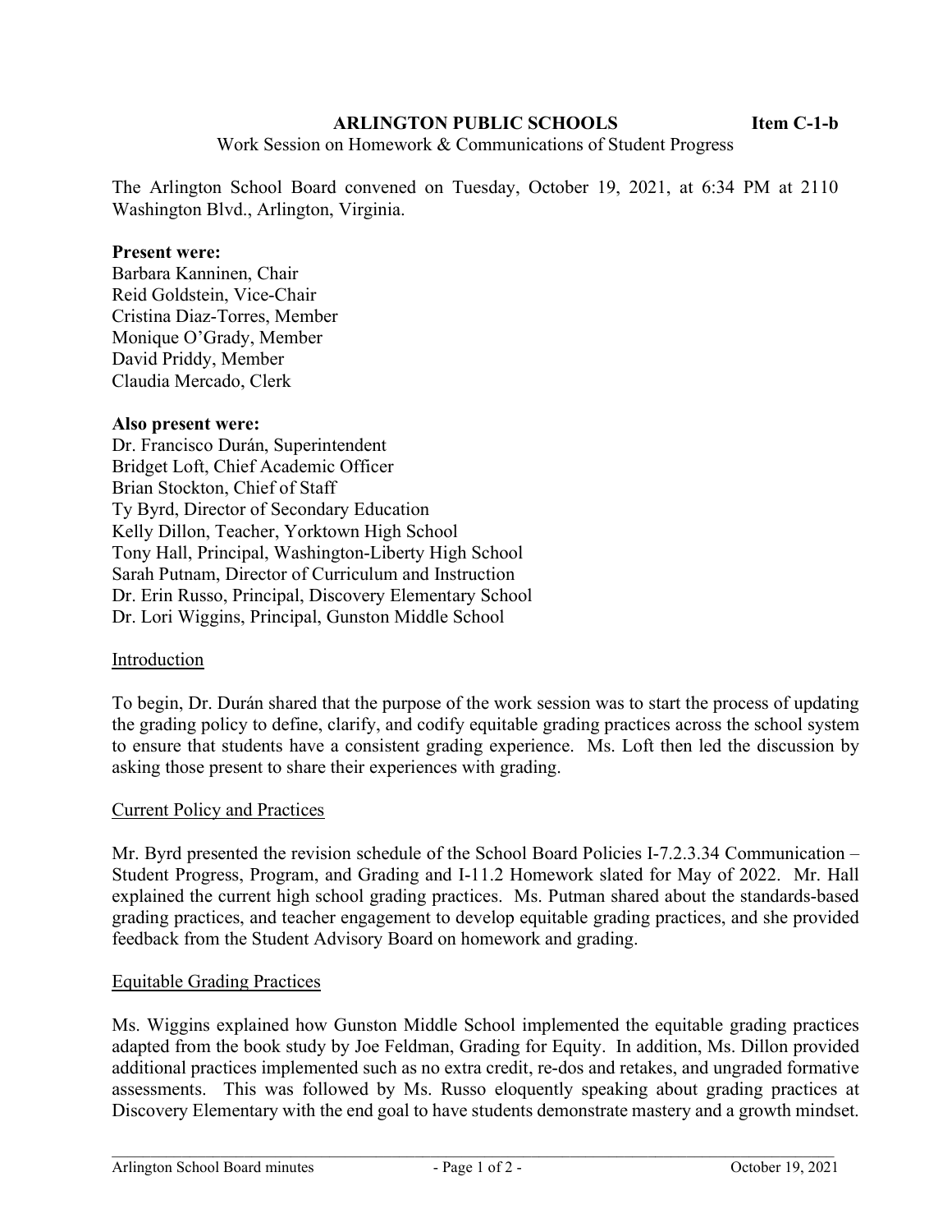**ARLINGTON PUBLIC SCHOOLS** **Item C-1-b**

Work Session on Homework & Communications of Student Progress

The Arlington School Board convened on Tuesday, October 19, 2021, at 6:34 PM at 2110 Washington Blvd., Arlington, Virginia.

**Present were:**
Barbara Kanninen, Chair
Reid Goldstein, Vice-Chair
Cristina Diaz-Torres, Member
Monique O'Grady, Member
David Priddy, Member
Claudia Mercado, Clerk

**Also present were:**
Dr. Francisco Durán, Superintendent
Bridget Loft, Chief Academic Officer
Brian Stockton, Chief of Staff
Ty Byrd, Director of Secondary Education
Kelly Dillon, Teacher, Yorktown High School
Tony Hall, Principal, Washington-Liberty High School
Sarah Putnam, Director of Curriculum and Instruction
Dr. Erin Russo, Principal, Discovery Elementary School
Dr. Lori Wiggins, Principal, Gunston Middle School

Introduction

To begin, Dr. Durán shared that the purpose of the work session was to start the process of updating the grading policy to define, clarify, and codify equitable grading practices across the school system to ensure that students have a consistent grading experience. Ms. Loft then led the discussion by asking those present to share their experiences with grading.

Current Policy and Practices

Mr. Byrd presented the revision schedule of the School Board Policies I-7.2.3.34 Communication – Student Progress, Program, and Grading and I-11.2 Homework slated for May of 2022. Mr. Hall explained the current high school grading practices. Ms. Putman shared about the standards-based grading practices, and teacher engagement to develop equitable grading practices, and she provided feedback from the Student Advisory Board on homework and grading.

Equitable Grading Practices

Ms. Wiggins explained how Gunston Middle School implemented the equitable grading practices adapted from the book study by Joe Feldman, Grading for Equity. In addition, Ms. Dillon provided additional practices implemented such as no extra credit, re-dos and retakes, and ungraded formative assessments. This was followed by Ms. Russo eloquently speaking about grading practices at Discovery Elementary with the end goal to have students demonstrate mastery and a growth mindset.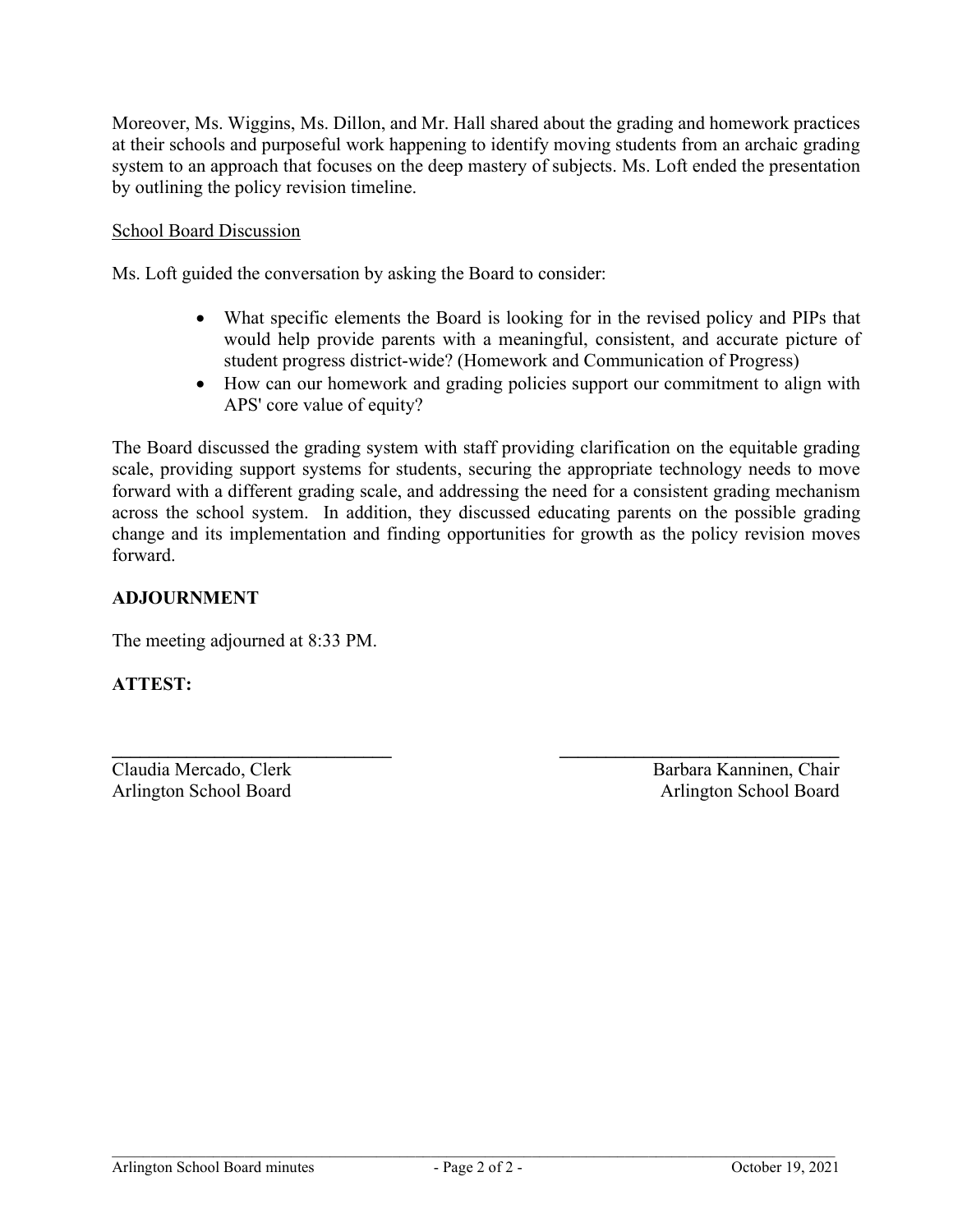Moreover, Ms. Wiggins, Ms. Dillon, and Mr. Hall shared about the grading and homework practices at their schools and purposeful work happening to identify moving students from an archaic grading system to an approach that focuses on the deep mastery of subjects. Ms. Loft ended the presentation by outlining the policy revision timeline.

School Board Discussion

Ms. Loft guided the conversation by asking the Board to consider:

- What specific elements the Board is looking for in the revised policy and PIPs that would help provide parents with a meaningful, consistent, and accurate picture of student progress district-wide? (Homework and Communication of Progress)
- How can our homework and grading policies support our commitment to align with APS' core value of equity?

The Board discussed the grading system with staff providing clarification on the equitable grading scale, providing support systems for students, securing the appropriate technology needs to move forward with a different grading scale, and addressing the need for a consistent grading mechanism across the school system. In addition, they discussed educating parents on the possible grading change and its implementation and finding opportunities for growth as the policy revision moves forward.

**ADJOURNMENT**

The meeting adjourned at 8:33 PM.

**ATTEST:**

Claudia Mercado, Clerk
Arlington School Board

Barbara Kanninen, Chair
Arlington School Board